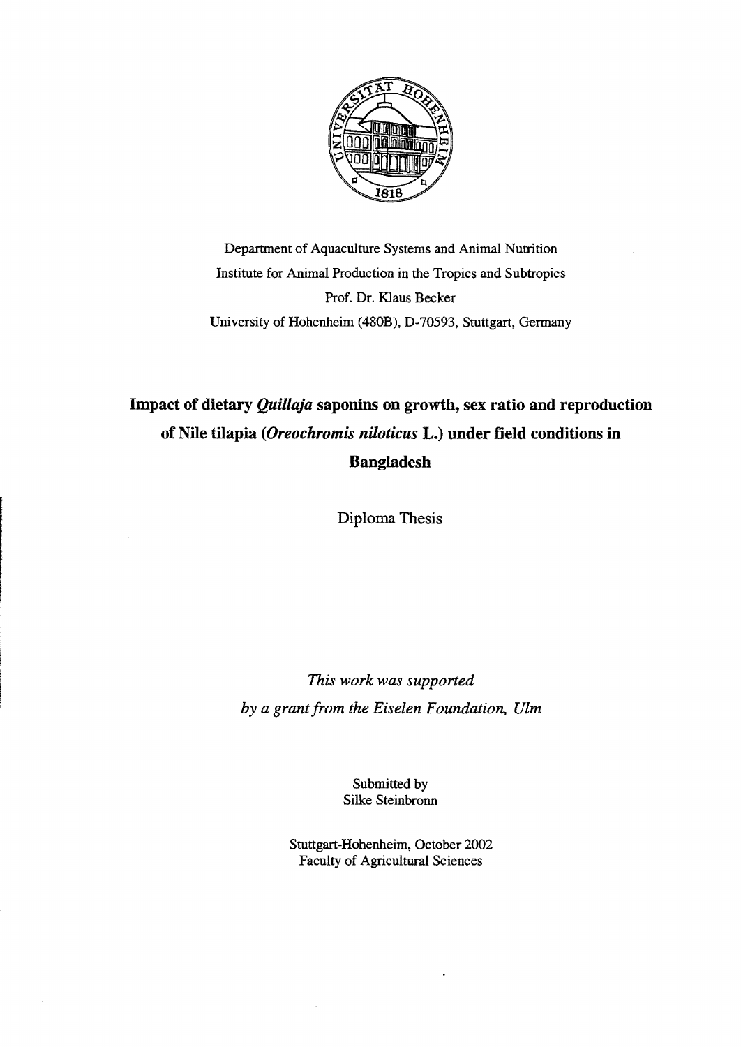Department of Aquaculture Systems and Animal Nutrition
Institute for Animal Production in the Tropics and Subtropics
Prof. Dr. Klaus Becker
University of Hohenheim (480B), D-70593, Stuttgart, Germany

# Impact of dietary *Quillaja* saponins on growth, sex ratio and reproduction of Nile tilapia (*Oreochromis niloticus* L.) under field conditions in Bangladesh

Diploma Thesis

*This work was supported by a grant from the Eiselen Foundation, Ulm*

Submitted by
Silke Steinbronn

Stuttgart-Hohenheim, October 2002
Faculty of Agricultural Sciences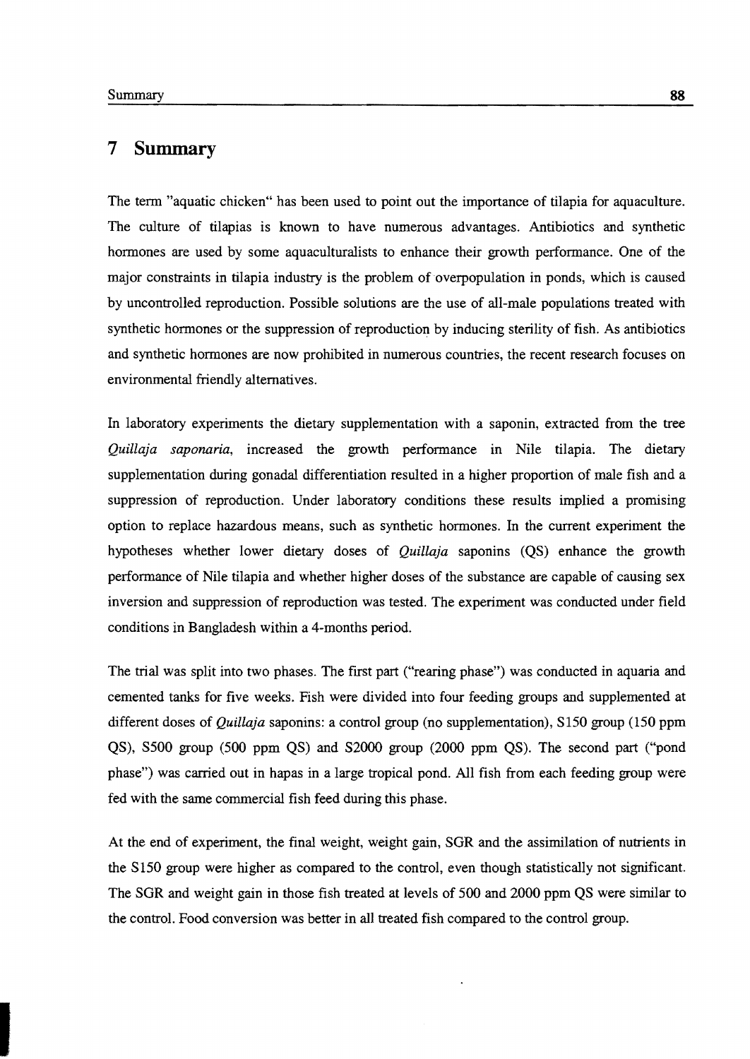# 7 Summary

The term "aquatic chicken" has been used to point out the importance of tilapia for aquaculture. The culture of tilapias is known to have numerous advantages. Antibiotics and synthetic hormones are used by some aquaculturalists to enhance their growth performance. One of the major constraints in tilapia industry is the problem of overpopulation in ponds, which is caused by uncontrolled reproduction. Possible solutions are the use of all-male populations treated with synthetic hormones or the suppression of reproduction by inducing sterility of fish. As antibiotics and synthetic hormones are now prohibited in numerous countries, the recent research focuses on environmental friendly alternatives.

In laboratory experiments the dietary supplementation with a saponin, extracted from the tree *Quillaja saponaria*, increased the growth performance in Nile tilapia. The dietary supplementation during gonadal differentiation resulted in a higher proportion of male fish and a suppression of reproduction. Under laboratory conditions these results implied a promising option to replace hazardous means, such as synthetic hormones. In the current experiment the hypotheses whether lower dietary doses of *Quillaja* saponins (QS) enhance the growth performance of Nile tilapia and whether higher doses of the substance are capable of causing sex inversion and suppression of reproduction was tested. The experiment was conducted under field conditions in Bangladesh within a 4-months period.

The trial was split into two phases. The first part ("rearing phase") was conducted in aquaria and cemented tanks for five weeks. Fish were divided into four feeding groups and supplemented at different doses of *Quillaja* saponins: a control group (no supplementation), S150 group (150 ppm QS), S500 group (500 ppm QS) and S2000 group (2000 ppm QS). The second part ("pond phase") was carried out in hapas in a large tropical pond. All fish from each feeding group were fed with the same commercial fish feed during this phase.

At the end of experiment, the final weight, weight gain, SGR and the assimilation of nutrients in the S150 group were higher as compared to the control, even though statistically not significant. The SGR and weight gain in those fish treated at levels of 500 and 2000 ppm QS were similar to the control. Food conversion was better in all treated fish compared to the control group.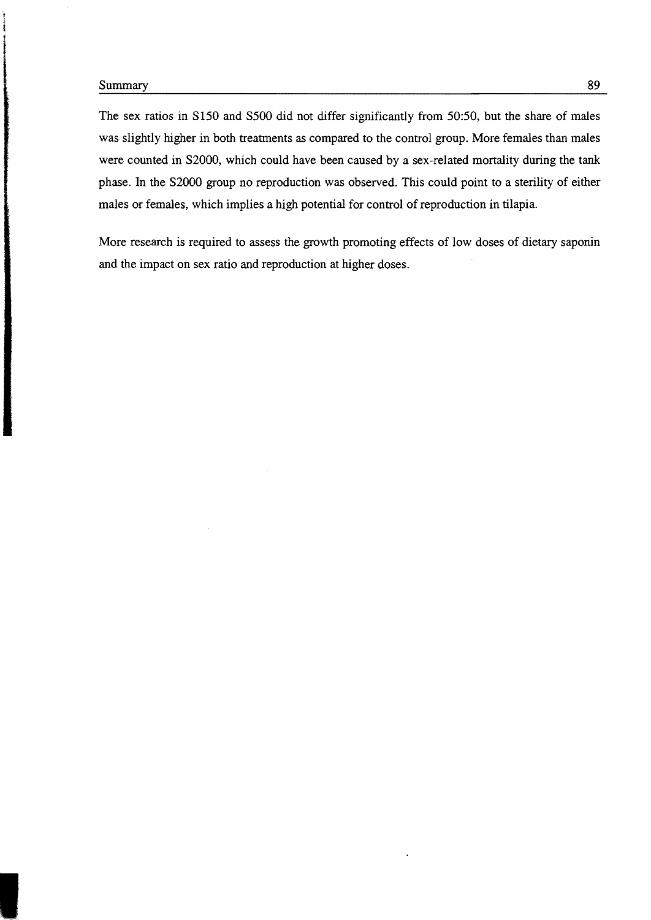The sex ratios in S150 and S500 did not differ significantly from 50:50, but the share of males was slightly higher in both treatments as compared to the control group. More females than males were counted in S2000, which could have been caused by a sex-related mortality during the tank phase. In the S2000 group no reproduction was observed. This could point to a sterility of either males or females, which implies a high potential for control of reproduction in tilapia.

More research is required to assess the growth promoting effects of low doses of dietary saponin and the impact on sex ratio and reproduction at higher doses.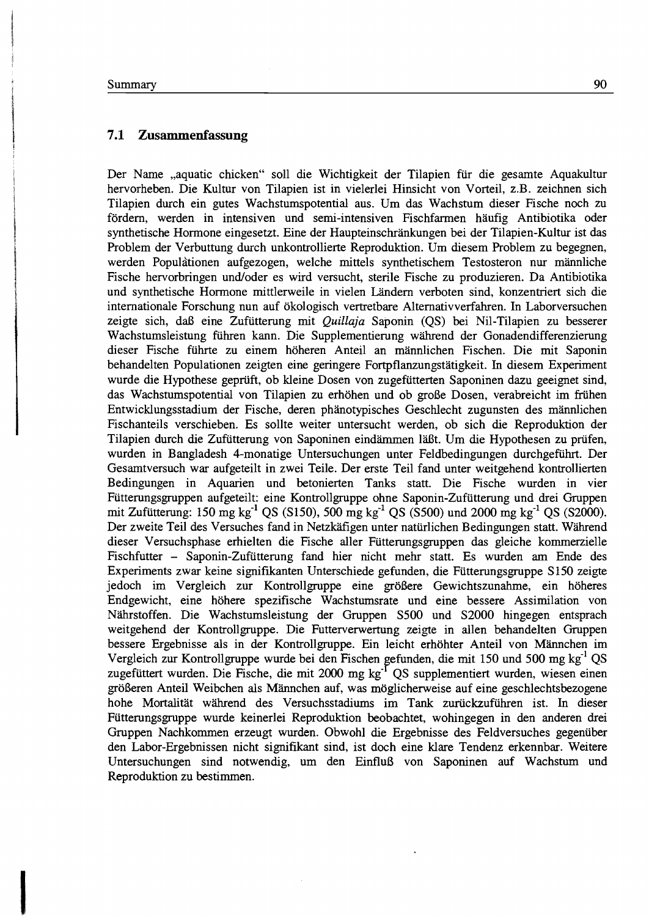## 7.1 Zusammenfassung

Der Name „aquatic chicken" soll die Wichtigkeit der Tilapien für die gesamte Aquakultur hervorheben. Die Kultur von Tilapien ist in vielerlei Hinsicht von Vorteil, z.B. zeichnen sich Tilapien durch ein gutes Wachstumspotential aus. Um das Wachstum dieser Fische noch zu fördern, werden in intensiven und semi-intensiven Fischfarmen häufig Antibiotika oder synthetische Hormone eingesetzt. Eine der Haupteinschränkungen bei der Tilapien-Kultur ist das Problem der Verbuttung durch unkontrollierte Reproduktion. Um diesem Problem zu begegnen, werden Populationen aufgezogen, welche mittels synthetischem Testosteron nur männliche Fische hervorbringen und/oder es wird versucht, sterile Fische zu produzieren. Da Antibiotika und synthetische Hormone mittlerweile in vielen Ländern verboten sind, konzentriert sich die internationale Forschung nun auf ökologisch vertretbare Alternativverfahren. In Laborversuchen zeigte sich, daß eine Zufütterung mit *Quillaja* Saponin (QS) bei Nil-Tilapien zu besserer Wachstumsleistung führen kann. Die Supplementierung während der Gonadendifferenzierung dieser Fische führte zu einem höheren Anteil an männlichen Fischen. Die mit Saponin behandelten Populationen zeigten eine geringere Fortpflanzungstätigkeit. In diesem Experiment wurde die Hypothese geprüft, ob kleine Dosen von zugefütterten Saponinen dazu geeignet sind, das Wachstumspotential von Tilapien zu erhöhen und ob große Dosen, verabreicht im frühen Entwicklungsstadium der Fische, deren phänotypisches Geschlecht zugunsten des männlichen Fischanteils verschieben. Es sollte weiter untersucht werden, ob sich die Reproduktion der Tilapien durch die Zufütterung von Saponinen eindämmen läßt. Um die Hypothesen zu prüfen, wurden in Bangladesh 4-monatige Untersuchungen unter Feldbedingungen durchgeführt. Der Gesamtversuch war aufgeteilt in zwei Teile. Der erste Teil fand unter weitgehend kontrollierten Bedingungen in Aquarien und betonierten Tanks statt. Die Fische wurden in vier Fütterungsgruppen aufgeteilt: eine Kontrollgruppe ohne Saponin-Zufütterung und drei Gruppen mit Zufütterung: 150 mg $kg^{-1}$ QS (S150), 500 mg $kg^{-1}$ QS (S500) und 2000 mg $kg^{-1}$ QS (S2000). Der zweite Teil des Versuches fand in Netzkäfigen unter natürlichen Bedingungen statt. Während dieser Versuchsphase erhielten die Fische aller Fütterungsgruppen das gleiche kommerzielle Fischfutter – Saponin-Zufütterung fand hier nicht mehr statt. Es wurden am Ende des Experiments zwar keine signifikanten Unterschiede gefunden, die Fütterungsgruppe S150 zeigte jedoch im Vergleich zur Kontrollgruppe eine größere Gewichtszunahme, ein höheres Endgewicht, eine höhere spezifische Wachstumsrate und eine bessere Assimilation von Nährstoffen. Die Wachstumsleistung der Gruppen S500 und S2000 hingegen entsprach weitgehend der Kontrollgruppe. Die Futterverwertung zeigte in allen behandelten Gruppen bessere Ergebnisse als in der Kontrollgruppe. Ein leicht erhöhter Anteil von Männchen im Vergleich zur Kontrollgruppe wurde bei den Fischen gefunden, die mit 150 und 500 mg $kg^{-1}$ QS zugefüttert wurden. Die Fische, die mit 2000 mg $kg^{-1}$ QS supplementiert wurden, wiesen einen größeren Anteil Weibchen als Männchen auf, was möglicherweise auf eine geschlechtsbezogene hohe Mortalität während des Versuchsstadiums im Tank zurückzuführen ist. In dieser Fütterungsgruppe wurde keinerlei Reproduktion beobachtet, wohingegen in den anderen drei Gruppen Nachkommen erzeugt wurden. Obwohl die Ergebnisse des Feldversuches gegenüber den Labor-Ergebnissen nicht signifikant sind, ist doch eine klare Tendenz erkennbar. Weitere Untersuchungen sind notwendig, um den Einfluß von Saponinen auf Wachstum und Reproduktion zu bestimmen.